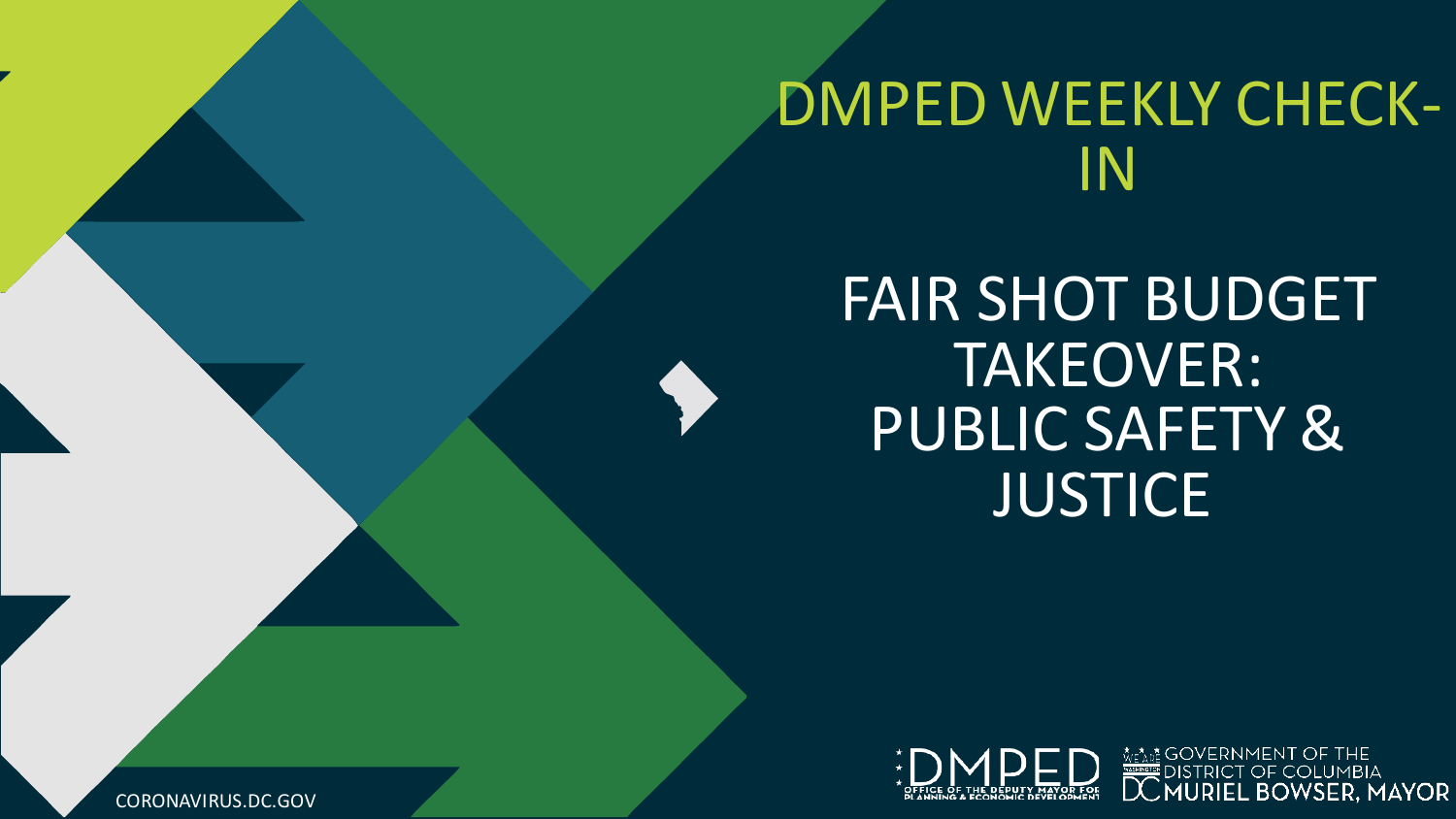# DMPED WEEKLY CHECK-IN

## FAIR SHOT BUDGET TAKEOVER: PUBLIC SAFETY & JUSTICE

DMPED OFFICE OF THE DEPUTY MAYOR FOR PLANNING & ECONOMIC DEVELOPMENT

GOVERNMENT OF THE DISTRICT OF COLUMBIA
DC MURIEL BOWSER, MAYOR

CORONAVIRUS.DC.GOV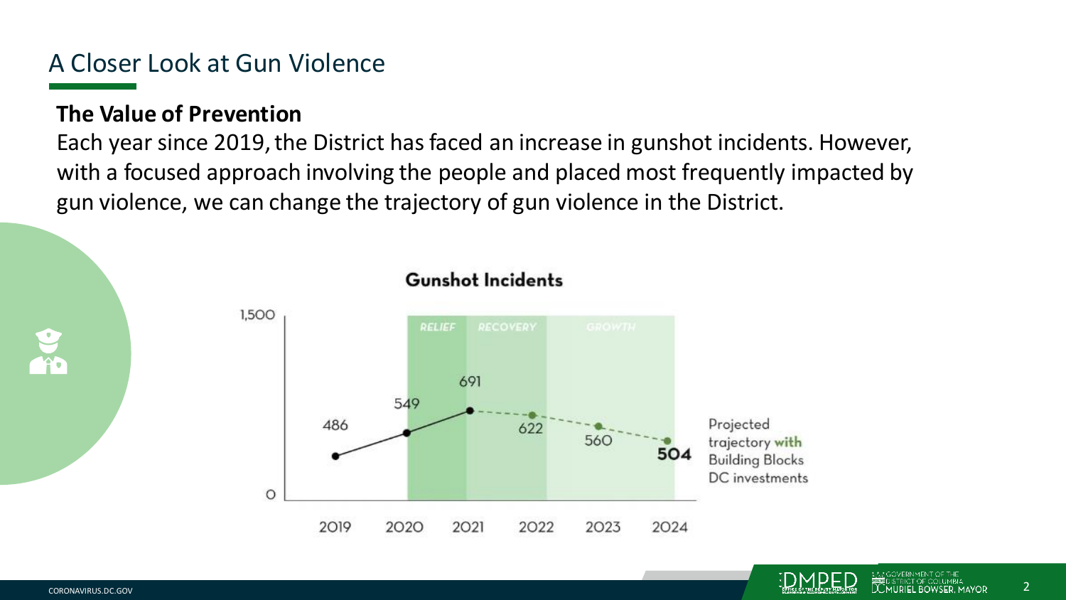## A Closer Look at Gun Violence

**The Value of Prevention**

Each year since 2019, the District has faced an increase in gunshot incidents. However, with a focused approach involving the people and placed most frequently impacted by gun violence, we can change the trajectory of gun violence in the District.

**Gunshot Incidents**

| Year | Gunshot Incidents |
|---|---|
| 2019 | 486 |
| 2020 | 549 |
| 2021 | 691 |
| 2022 | 622 |
| 2023 | 560 |
| 2024 | 504 |

RELIEF | RECOVERY | GROWTH

Projected trajectory **with** Building Blocks DC investments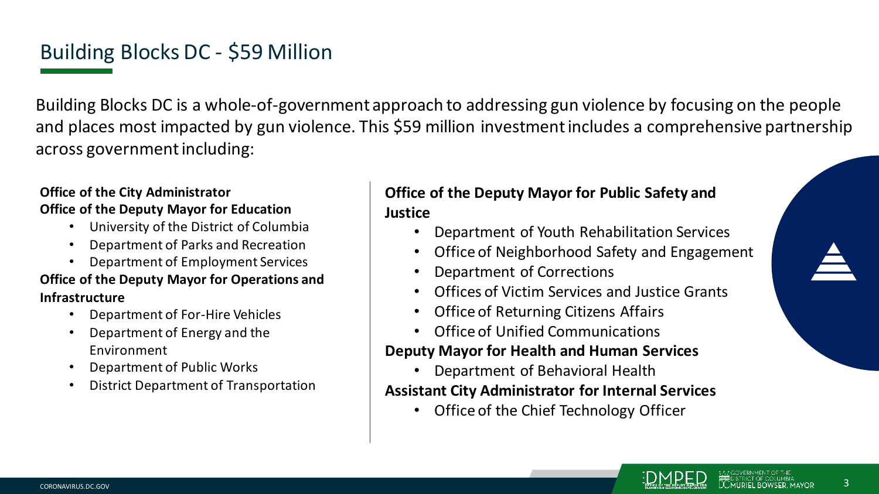## Building Blocks DC - $59 Million

Building Blocks DC is a whole-of-government approach to addressing gun violence by focusing on the people and places most impacted by gun violence. This $59 million investment includes a comprehensive partnership across government including:

**Office of the City Administrator**

**Office of the Deputy Mayor for Education**

- University of the District of Columbia
- Department of Parks and Recreation
- Department of Employment Services

**Office of the Deputy Mayor for Operations and Infrastructure**

- Department of For-Hire Vehicles
- Department of Energy and the Environment
- Department of Public Works
- District Department of Transportation

**Office of the Deputy Mayor for Public Safety and Justice**

- Department of Youth Rehabilitation Services
- Office of Neighborhood Safety and Engagement
- Department of Corrections
- Offices of Victim Services and Justice Grants
- Office of Returning Citizens Affairs
- Office of Unified Communications

**Deputy Mayor for Health and Human Services**

- Department of Behavioral Health

**Assistant City Administrator for Internal Services**

- Office of the Chief Technology Officer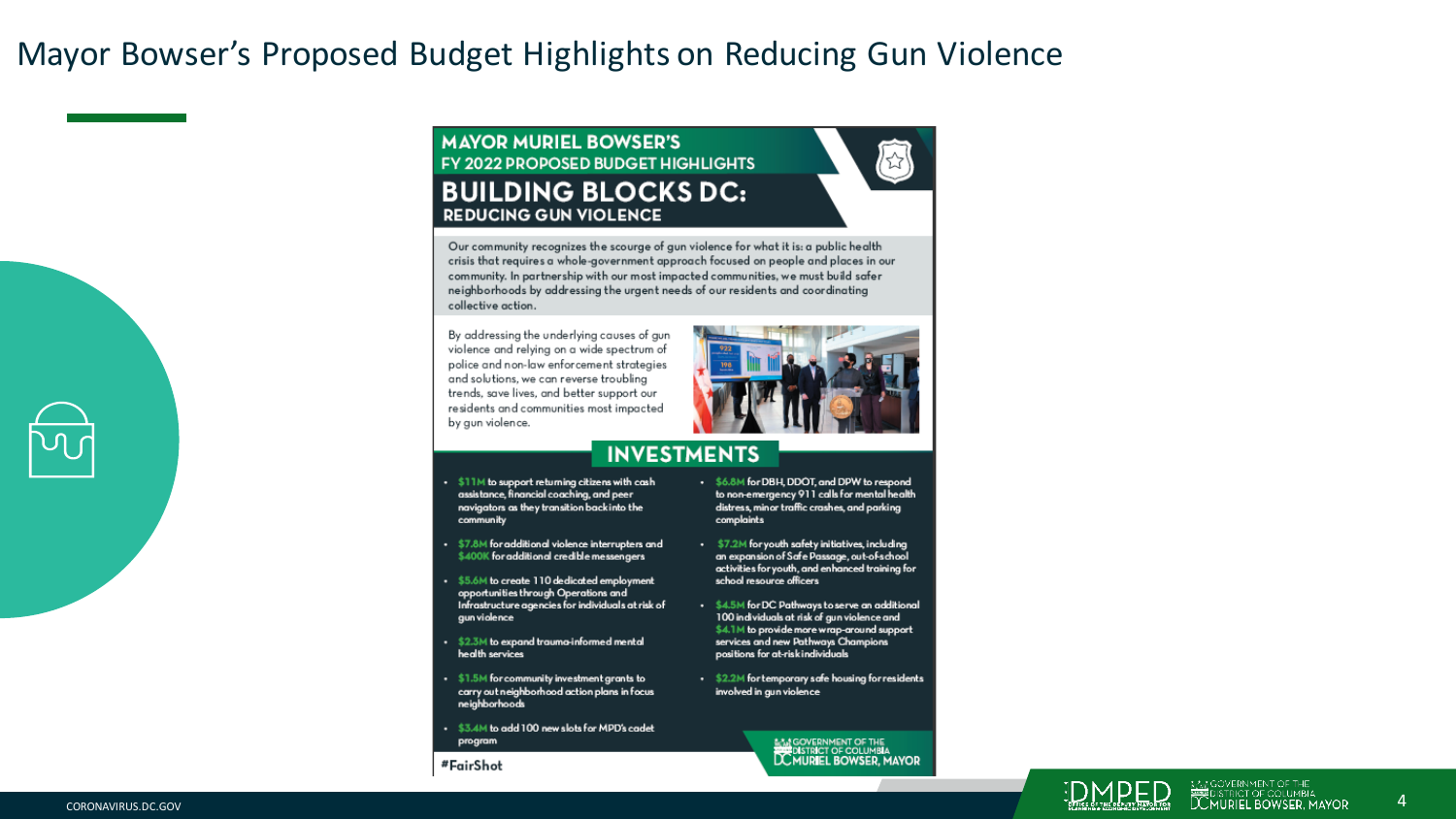# Mayor Bowser's Proposed Budget Highlights on Reducing Gun Violence

## MAYOR MURIEL BOWSER'S FY 2022 PROPOSED BUDGET HIGHLIGHTS

## BUILDING BLOCKS DC: REDUCING GUN VIOLENCE

Our community recognizes the scourge of gun violence for what it is: a public health crisis that requires a whole-government approach focused on people and places in our community. In partnership with our most impacted communities, we must build safer neighborhoods by addressing the urgent needs of our residents and coordinating collective action.

By addressing the underlying causes of gun violence and relying on a wide spectrum of police and non-law enforcement strategies and solutions, we can reverse troubling trends, save lives, and better support our residents and communities most impacted by gun violence.

### INVESTMENTS

- $11M to support returning citizens with cash assistance, financial coaching, and peer navigators as they transition back into the community
- $7.8M for additional violence interrupters and $400K for additional credible messengers
- $5.6M to create 110 dedicated employment opportunities through Operations and Infrastructure agencies for individuals at risk of gun violence
- $2.3M to expand trauma-informed mental health services
- $1.5M for community investment grants to carry out neighborhood action plans in focus neighborhoods
- $3.4M to add 100 new slots for MPD's cadet program
- $6.8M for DBH, DDOT, and DPW to respond to non-emergency 911 calls for mental health distress, minor traffic crashes, and parking complaints
- $7.2M for youth safety initiatives, including an expansion of Safe Passage, out-of-school activities for youth, and enhanced training for school resource officers
- $4.5M for DC Pathways to serve an additional 100 individuals at risk of gun violence and $4.1M to provide more wrap-around support services and new Pathways Champions positions for at-risk individuals
- $2.2M for temporary safe housing for residents involved in gun violence

#FairShot

GOVERNMENT OF THE DISTRICT OF COLUMBIA
DC MURIEL BOWSER, MAYOR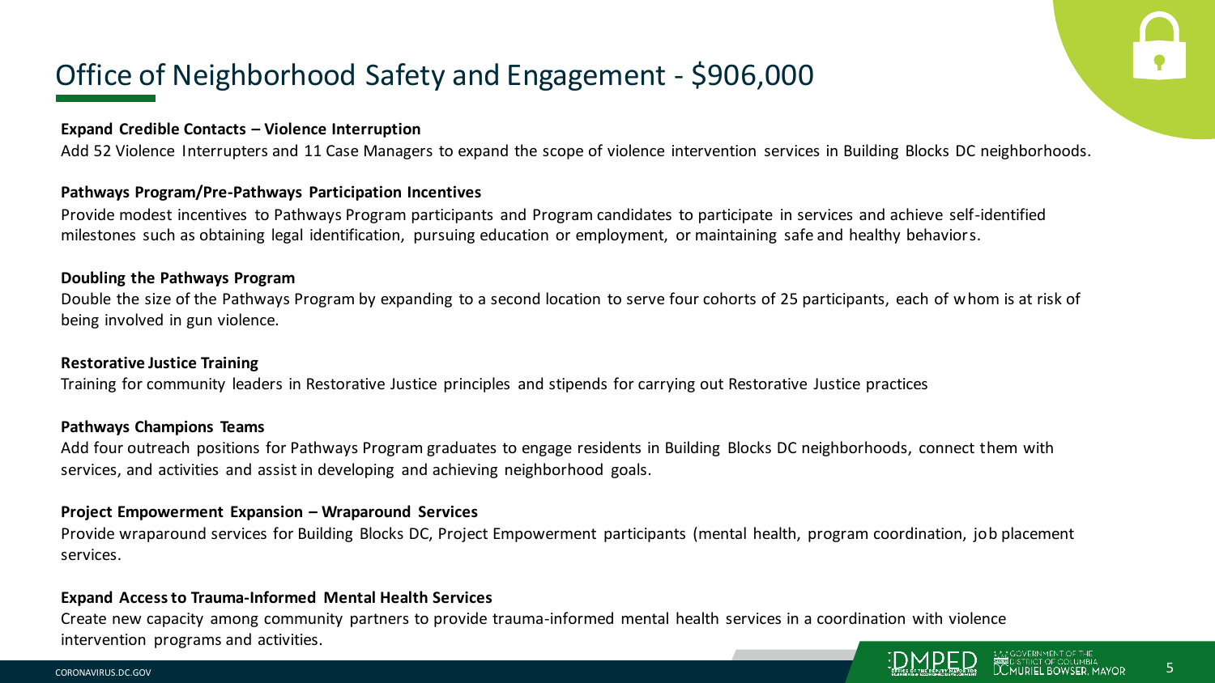# Office of Neighborhood Safety and Engagement - $906,000

**Expand Credible Contacts – Violence Interruption**

Add 52 Violence Interrupters and 11 Case Managers to expand the scope of violence intervention services in Building Blocks DC neighborhoods.

**Pathways Program/Pre-Pathways Participation Incentives**

Provide modest incentives to Pathways Program participants and Program candidates to participate in services and achieve self-identified milestones such as obtaining legal identification, pursuing education or employment, or maintaining safe and healthy behaviors.

**Doubling the Pathways Program**

Double the size of the Pathways Program by expanding to a second location to serve four cohorts of 25 participants, each of whom is at risk of being involved in gun violence.

**Restorative Justice Training**

Training for community leaders in Restorative Justice principles and stipends for carrying out Restorative Justice practices

**Pathways Champions Teams**

Add four outreach positions for Pathways Program graduates to engage residents in Building Blocks DC neighborhoods, connect them with services, and activities and assist in developing and achieving neighborhood goals.

**Project Empowerment Expansion – Wraparound Services**

Provide wraparound services for Building Blocks DC, Project Empowerment participants (mental health, program coordination, job placement services.

**Expand Access to Trauma-Informed Mental Health Services**

Create new capacity among community partners to provide trauma-informed mental health services in a coordination with violence intervention programs and activities.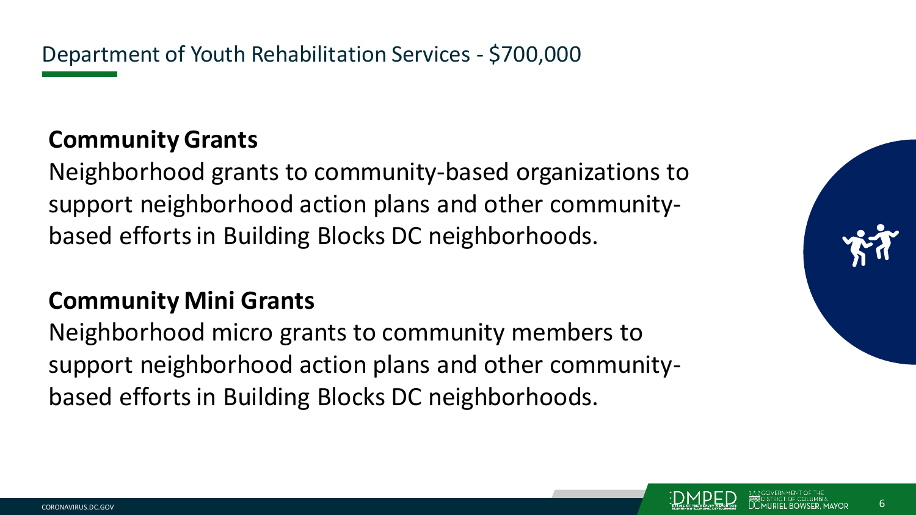## Department of Youth Rehabilitation Services - $700,000

**Community Grants**

Neighborhood grants to community-based organizations to support neighborhood action plans and other community-based efforts in Building Blocks DC neighborhoods.

**Community Mini Grants**

Neighborhood micro grants to community members to support neighborhood action plans and other community-based efforts in Building Blocks DC neighborhoods.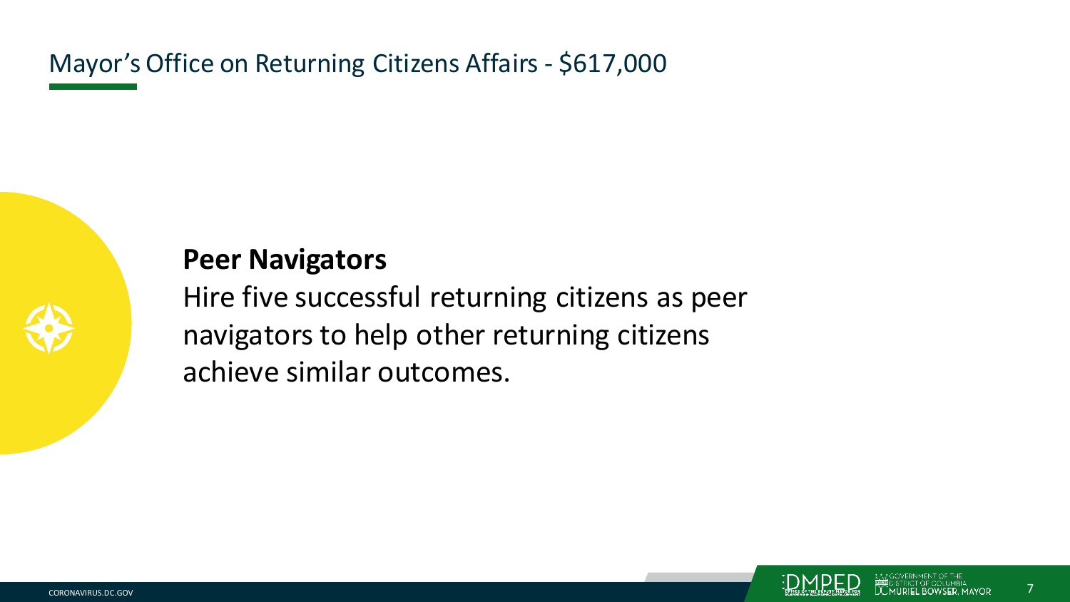# Mayor’s Office on Returning Citizens Affairs - $617,000

**Peer Navigators**

Hire five successful returning citizens as peer navigators to help other returning citizens achieve similar outcomes.